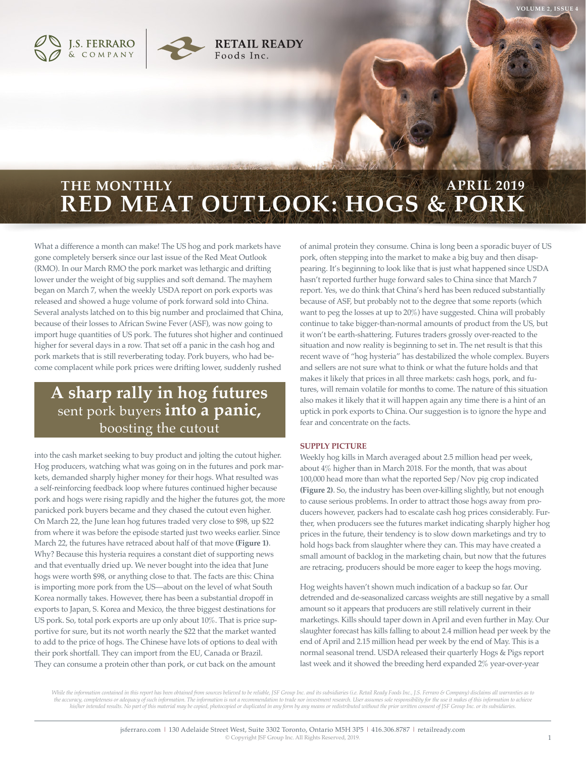# THE MONTHLY RED MEAT OUTLOOK: HOGS & PORK

**APRIL 2019**

What a difference a month can make! The US hog and pork markets have gone completely berserk since our last issue of the Red Meat Outlook (RMO). In our March RMO the pork market was lethargic and drifting lower under the weight of big supplies and soft demand. The mayhem began on March 7, when the weekly USDA report on pork exports was released and showed a huge volume of pork forward sold into China. Several analysts latched on to this big number and proclaimed that China, because of their losses to African Swine Fever (ASF), was now going to import huge quantities of US pork. The futures shot higher and continued higher for several days in a row. That set off a panic in the cash hog and pork markets that is still reverberating today. Pork buyers, who had become complacent while pork prices were drifting lower, suddenly rushed into the cash market seeking to buy product and jolting the cutout higher. Hog producers, watching what was going on in the futures and pork markets, demanded sharply higher money for their hogs. What resulted was a self-reinforcing feedback loop where futures continued higher because pork and hogs were rising rapidly and the higher the futures got, the more panicked pork buyers became and they chased the cutout even higher. On March 22, the June lean hog futures traded very close to $98, up $22 from where it was before the episode started just two weeks earlier. Since March 22, the futures have retraced about half of that move **(Figure 1)**. Why? Because this hysteria requires a constant diet of supporting news and that eventually dried up. We never bought into the idea that June hogs were worth $98, or anything close to that. The facts are this: China is importing more pork from the US—about on the level of what South Korea normally takes. However, there has been a substantial dropoff in exports to Japan, S. Korea and Mexico, the three biggest destinations for US pork. So, total pork exports are up only about 10%. That is price supportive for sure, but its not worth nearly the $22 that the market wanted to add to the price of hogs. The Chinese have lots of options to deal with their pork shortfall. They can import from the EU, Canada or Brazil. They can consume a protein other than pork, or cut back on the amount of animal protein they consume. China is long been a sporadic buyer of US pork, often stepping into the market to make a big buy and then disappearing. It's beginning to look like that is just what happened since USDA hasn't reported further huge forward sales to China since that March 7 report. Yes, we do think that China's herd has been reduced substantially because of ASF, but probably not to the degree that some reports (which want to peg the losses at up to 20%) have suggested. China will probably continue to take bigger-than-normal amounts of product from the US, but it won't be earth-shattering. Futures traders grossly over-reacted to the situation and now reality is beginning to set in. The net result is that this recent wave of "hog hysteria" has destabilized the whole complex. Buyers and sellers are not sure what to think or what the future holds and that makes it likely that prices in all three markets: cash hogs, pork, and futures, will remain volatile for months to come. The nature of this situation also makes it likely that it will happen again any time there is a hint of an uptick in pork exports to China. Our suggestion is to ignore the hype and fear and concentrate on the facts.

> **A sharp rally in hog futures** sent pork buyers **into a panic,** boosting the cutout

### SUPPLY PICTURE

Weekly hog kills in March averaged about 2.5 million head per week, about 4% higher than in March 2018. For the month, that was about 100,000 head more than what the reported Sep/Nov pig crop indicated **(Figure 2)**. So, the industry has been over-killing slightly, but not enough to cause serious problems. In order to attract those hogs away from producers however, packers had to escalate cash hog prices considerably. Further, when producers see the futures market indicating sharply higher hog prices in the future, their tendency is to slow down marketings and try to hold hogs back from slaughter where they can. This may have created a small amount of backlog in the marketing chain, but now that the futures are retracing, producers should be more eager to keep the hogs moving.

Hog weights haven't shown much indication of a backup so far. Our detrended and de-seasonalized carcass weights are still negative by a small amount so it appears that producers are still relatively current in their marketings. Kills should taper down in April and even further in May. Our slaughter forecast has kills falling to about 2.4 million head per week by the end of April and 2.15 million head per week by the end of May. This is a normal seasonal trend. USDA released their quarterly Hogs & Pigs report last week and it showed the breeding herd expanded 2% year-over-year

*While the information contained in this report has been obtained from sources believed to be reliable, JSF Group Inc. and its subsidiaries (i.e. Retail Ready Foods Inc., J.S. Ferraro & Company) disclaims all warranties as to the accuracy, completeness or adequacy of such information. The information is not a recommendation to trade nor investment research. User assumes sole responsibility for the use it makes of this information to achieve his/her intended results. No part of this material may be copied, photocopied or duplicated in any form by any means or redistributed without the prior written consent of JSF Group Inc. or its subsidiaries.*

jsferraro.com | 130 Adelaide Street West, Suite 3302 Toronto, Ontario M5H 3P5 | 416.306.8787 | retailready.com
© Copyright JSF Group Inc. All Rights Reserved, 2019.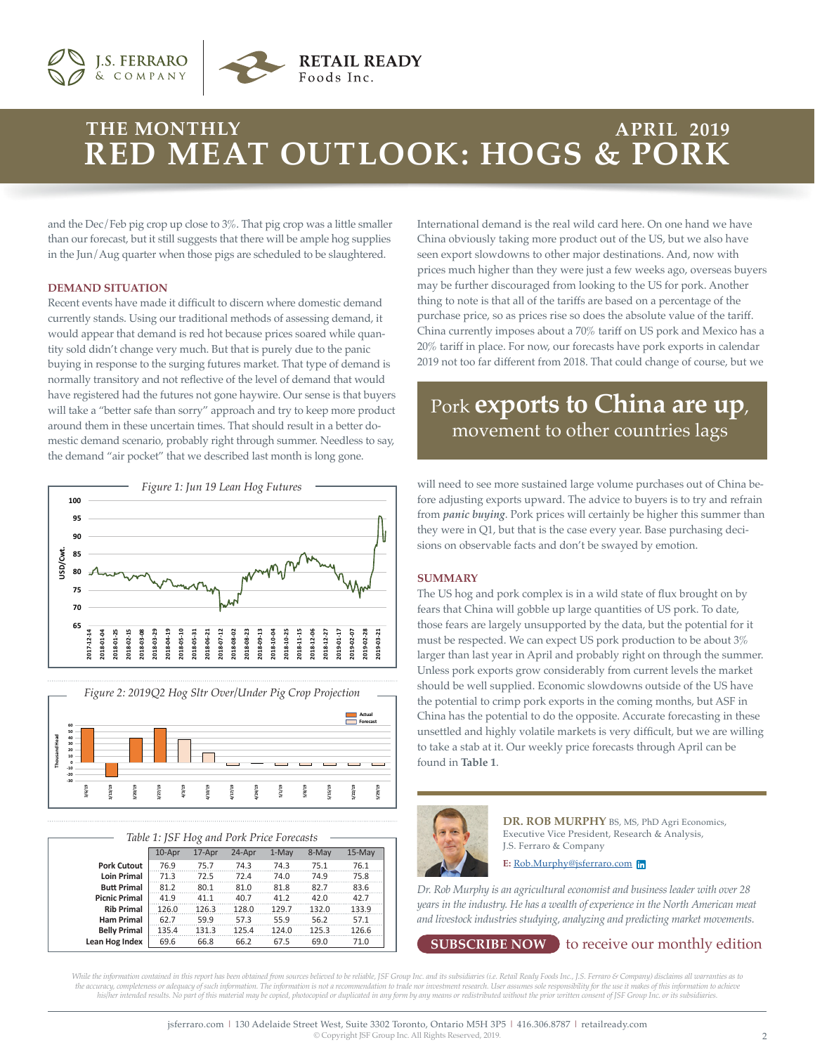# THE MONTHLY RED MEAT OUTLOOK: HOGS & PORK

APRIL 2019

and the Dec/Feb pig crop up close to 3%. That pig crop was a little smaller than our forecast, but it still suggests that there will be ample hog supplies in the Jun/Aug quarter when those pigs are scheduled to be slaughtered.

### DEMAND SITUATION

Recent events have made it difficult to discern where domestic demand currently stands. Using our traditional methods of assessing demand, it would appear that demand is red hot because prices soared while quantity sold didn't change very much. But that is purely due to the panic buying in response to the surging futures market. That type of demand is normally transitory and not reflective of the level of demand that would have registered had the futures not gone haywire. Our sense is that buyers will take a "better safe than sorry" approach and try to keep more product around them in these uncertain times. That should result in a better domestic demand scenario, probably right through summer. Needless to say, the demand "air pocket" that we described last month is long gone.

*Figure 1: Jun 19 Lean Hog Futures*

USD/Cwt.

100
95
90
85
80
75
70
65

2017-12-14, 2018-01-04, 2018-01-25, 2018-02-15, 2018-03-08, 2018-03-29, 2018-04-19, 2018-05-10, 2018-05-31, 2018-06-21, 2018-07-12, 2018-08-02, 2018-08-23, 2018-09-13, 2018-10-04, 2018-10-25, 2018-11-15, 2018-12-06, 2018-12-27, 2019-01-17, 2019-02-07, 2019-02-28, 2019-03-21

*Figure 2: 2019Q2 Hog Sltr Over/Under Pig Crop Projection*

Actual
Forecast

Thousand Head

60
50
40
30
20
10
0
-10
-20
-30

3/6/19, 3/13/19, 3/20/19, 3/27/19, 4/3/19, 4/10/19, 4/17/19, 4/24/19, 5/1/19, 5/8/19, 5/15/19, 5/22/19, 5/29/19

*Table 1: JSF Hog and Pork Price Forecasts*

| | 10-Apr | 17-Apr | 24-Apr | 1-May | 8-May | 15-May |
|---|---|---|---|---|---|---|
| Pork Cutout | 76.9 | 75.7 | 74.3 | 74.3 | 75.1 | 76.1 |
| Loin Primal | 71.3 | 72.5 | 72.4 | 74.0 | 74.9 | 75.8 |
| Butt Primal | 81.2 | 80.1 | 81.0 | 81.8 | 82.7 | 83.6 |
| Picnic Primal | 41.9 | 41.1 | 40.7 | 41.2 | 42.0 | 42.7 |
| Rib Primal | 126.0 | 126.3 | 128.0 | 129.7 | 132.0 | 133.9 |
| Ham Primal | 62.7 | 59.9 | 57.3 | 55.9 | 56.2 | 57.1 |
| Belly Primal | 135.4 | 131.3 | 125.4 | 124.0 | 125.3 | 126.6 |
| Lean Hog Index | 69.6 | 66.8 | 66.2 | 67.5 | 69.0 | 71.0 |

International demand is the real wild card here. On one hand we have China obviously taking more product out of the US, but we also have seen export slowdowns to other major destinations. And, now with prices much higher than they were just a few weeks ago, overseas buyers may be further discouraged from looking to the US for pork. Another thing to note is that all of the tariffs are based on a percentage of the purchase price, so as prices rise so does the absolute value of the tariff. China currently imposes about a 70% tariff on US pork and Mexico has a 20% tariff in place. For now, our forecasts have pork exports in calendar 2019 not too far different from 2018. That could change of course, but we will need to see more sustained large volume purchases out of China before adjusting exports upward. The advice to buyers is to try and refrain from ***panic buying***. Pork prices will certainly be higher this summer than they were in Q1, but that is the case every year. Base purchasing decisions on observable facts and don't be swayed by emotion.

> Pork **exports to China are up**, movement to other countries lags

### SUMMARY

The US hog and pork complex is in a wild state of flux brought on by fears that China will gobble up large quantities of US pork. To date, those fears are largely unsupported by the data, but the potential for it must be respected. We can expect US pork production to be about 3% larger than last year in April and probably right on through the summer. Unless pork exports grow considerably from current levels the market should be well supplied. Economic slowdowns outside of the US have the potential to crimp pork exports in the coming months, but ASF in China has the potential to do the opposite. Accurate forecasting in these unsettled and highly volatile markets is very difficult, but we are willing to take a stab at it. Our weekly price forecasts through April can be found in **Table 1**.

**DR. ROB MURPHY** BS, MS, PhD Agri Economics,
Executive Vice President, Research & Analysis,
J.S. Ferraro & Company

**E:** Rob.Murphy@jsferraro.com

*Dr. Rob Murphy is an agricultural economist and business leader with over 28 years in the industry. He has a wealth of experience in the North American meat and livestock industries studying, analyzing and predicting market movements.*

**SUBSCRIBE NOW** to receive our monthly edition

*While the information contained in this report has been obtained from sources believed to be reliable, JSF Group Inc. and its subsidiaries (i.e. Retail Ready Foods Inc., J.S. Ferraro & Company) disclaims all warranties as to the accuracy, completeness or adequacy of such information. The information is not a recommendation to trade nor investment research. User assumes sole responsibility for the use it makes of this information to achieve his/her intended results. No part of this material may be copied, photocopied or duplicated in any form by any means or redistributed without the prior written consent of JSF Group Inc. or its subsidiaries.*

jsferraro.com | 130 Adelaide Street West, Suite 3302 Toronto, Ontario M5H 3P5 | 416.306.8787 | retailready.com
© Copyright JSF Group Inc. All Rights Reserved, 2019.